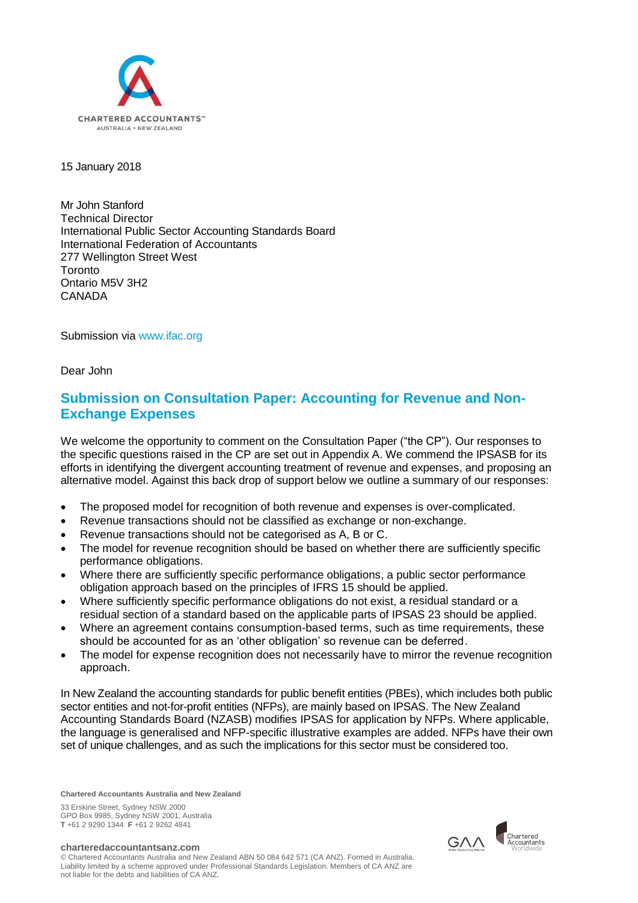CHARTERED ACCOUNTANTS™
AUSTRALIA + NEW ZEALAND

15 January 2018

Mr John Stanford
Technical Director
International Public Sector Accounting Standards Board
International Federation of Accountants
277 Wellington Street West
Toronto
Ontario M5V 3H2
CANADA

Submission via www.ifac.org

Dear John

## Submission on Consultation Paper: Accounting for Revenue and Non-Exchange Expenses

We welcome the opportunity to comment on the Consultation Paper ("the CP"). Our responses to the specific questions raised in the CP are set out in Appendix A. We commend the IPSASB for its efforts in identifying the divergent accounting treatment of revenue and expenses, and proposing an alternative model. Against this back drop of support below we outline a summary of our responses:

- The proposed model for recognition of both revenue and expenses is over-complicated.
- Revenue transactions should not be classified as exchange or non-exchange.
- Revenue transactions should not be categorised as A, B or C.
- The model for revenue recognition should be based on whether there are sufficiently specific performance obligations.
- Where there are sufficiently specific performance obligations, a public sector performance obligation approach based on the principles of IFRS 15 should be applied.
- Where sufficiently specific performance obligations do not exist, a residual standard or a residual section of a standard based on the applicable parts of IPSAS 23 should be applied.
- Where an agreement contains consumption-based terms, such as time requirements, these should be accounted for as an 'other obligation' so revenue can be deferred.
- The model for expense recognition does not necessarily have to mirror the revenue recognition approach.

In New Zealand the accounting standards for public benefit entities (PBEs), which includes both public sector entities and not-for-profit entities (NFPs), are mainly based on IPSAS. The New Zealand Accounting Standards Board (NZASB) modifies IPSAS for application by NFPs. Where applicable, the language is generalised and NFP-specific illustrative examples are added. NFPs have their own set of unique challenges, and as such the implications for this sector must be considered too.

**Chartered Accountants Australia and New Zealand**

33 Erskine Street, Sydney NSW 2000
GPO Box 9985, Sydney NSW 2001, Australia
**T** +61 2 9290 1344 **F** +61 2 9262 4841

**charteredaccountantsanz.com**
© Chartered Accountants Australia and New Zealand ABN 50 084 642 571 (CA ANZ). Formed in Australia. Liability limited by a scheme approved under Professional Standards Legislation. Members of CA ANZ are not liable for the debts and liabilities of CA ANZ.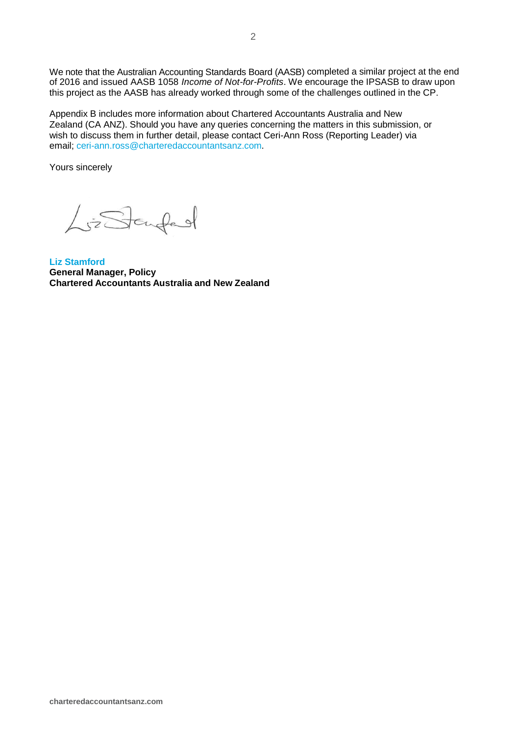We note that the Australian Accounting Standards Board (AASB) completed a similar project at the end of 2016 and issued AASB 1058 *Income of Not-for-Profits*. We encourage the IPSASB to draw upon this project as the AASB has already worked through some of the challenges outlined in the CP.

Appendix B includes more information about Chartered Accountants Australia and New Zealand (CA ANZ). Should you have any queries concerning the matters in this submission, or wish to discuss them in further detail, please contact Ceri-Ann Ross (Reporting Leader) via email; ceri-ann.ross@charteredaccountantsanz.com.

Yours sincerely

**Liz Stamford**
**General Manager, Policy**
**Chartered Accountants Australia and New Zealand**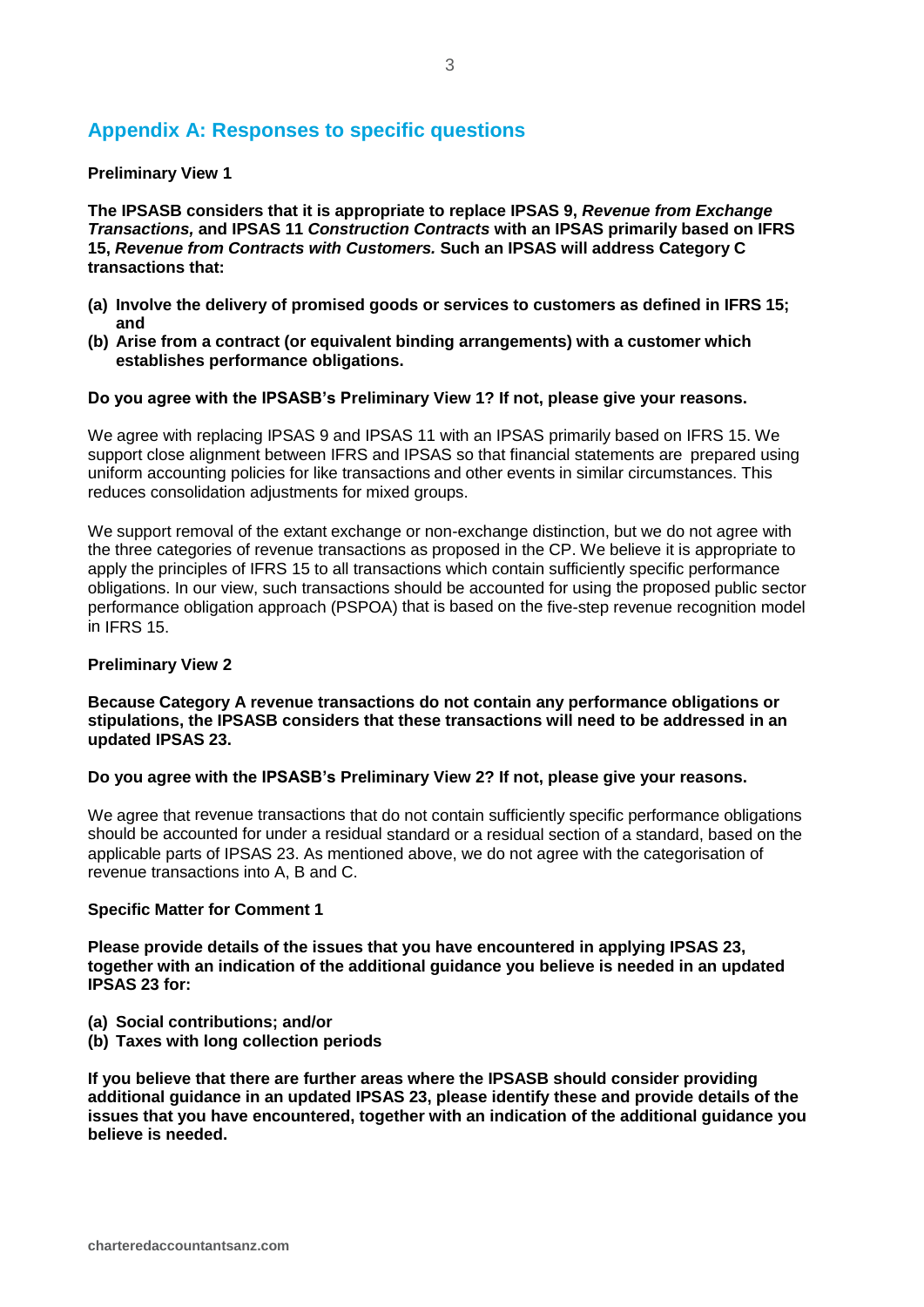## Appendix A: Responses to specific questions

**Preliminary View 1**

**The IPSASB considers that it is appropriate to replace IPSAS 9, *Revenue from Exchange Transactions,* and IPSAS 11 *Construction Contracts* with an IPSAS primarily based on IFRS 15, *Revenue from Contracts with Customers.* Such an IPSAS will address Category C transactions that:**

- **(a) Involve the delivery of promised goods or services to customers as defined in IFRS 15; and**
- **(b) Arise from a contract (or equivalent binding arrangements) with a customer which establishes performance obligations.**

**Do you agree with the IPSASB's Preliminary View 1? If not, please give your reasons.**

We agree with replacing IPSAS 9 and IPSAS 11 with an IPSAS primarily based on IFRS 15. We support close alignment between IFRS and IPSAS so that financial statements are prepared using uniform accounting policies for like transactions and other events in similar circumstances. This reduces consolidation adjustments for mixed groups.

We support removal of the extant exchange or non-exchange distinction, but we do not agree with the three categories of revenue transactions as proposed in the CP. We believe it is appropriate to apply the principles of IFRS 15 to all transactions which contain sufficiently specific performance obligations. In our view, such transactions should be accounted for using the proposed public sector performance obligation approach (PSPOA) that is based on the five-step revenue recognition model in IFRS 15.

**Preliminary View 2**

**Because Category A revenue transactions do not contain any performance obligations or stipulations, the IPSASB considers that these transactions will need to be addressed in an updated IPSAS 23.**

**Do you agree with the IPSASB's Preliminary View 2? If not, please give your reasons.**

We agree that revenue transactions that do not contain sufficiently specific performance obligations should be accounted for under a residual standard or a residual section of a standard, based on the applicable parts of IPSAS 23. As mentioned above, we do not agree with the categorisation of revenue transactions into A, B and C.

**Specific Matter for Comment 1**

**Please provide details of the issues that you have encountered in applying IPSAS 23, together with an indication of the additional guidance you believe is needed in an updated IPSAS 23 for:**

- **(a) Social contributions; and/or**
- **(b) Taxes with long collection periods**

**If you believe that there are further areas where the IPSASB should consider providing additional guidance in an updated IPSAS 23, please identify these and provide details of the issues that you have encountered, together with an indication of the additional guidance you believe is needed.**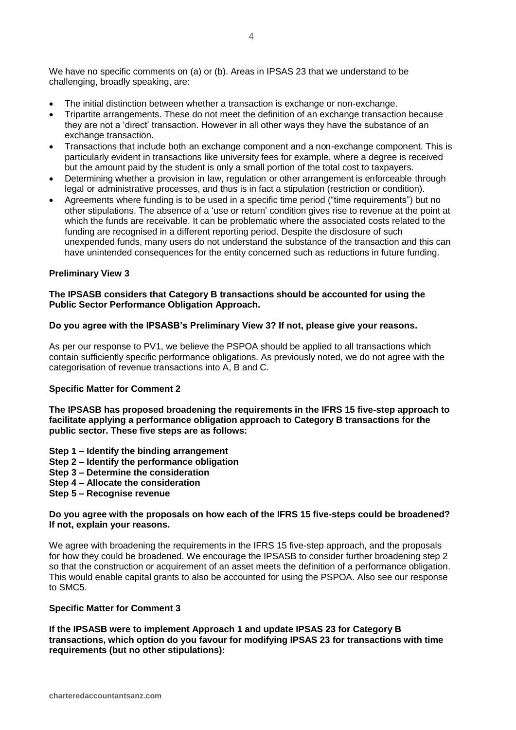We have no specific comments on (a) or (b). Areas in IPSAS 23 that we understand to be challenging, broadly speaking, are:

- The initial distinction between whether a transaction is exchange or non-exchange.
- Tripartite arrangements. These do not meet the definition of an exchange transaction because they are not a 'direct' transaction. However in all other ways they have the substance of an exchange transaction.
- Transactions that include both an exchange component and a non-exchange component. This is particularly evident in transactions like university fees for example, where a degree is received but the amount paid by the student is only a small portion of the total cost to taxpayers.
- Determining whether a provision in law, regulation or other arrangement is enforceable through legal or administrative processes, and thus is in fact a stipulation (restriction or condition).
- Agreements where funding is to be used in a specific time period ("time requirements") but no other stipulations. The absence of a 'use or return' condition gives rise to revenue at the point at which the funds are receivable. It can be problematic where the associated costs related to the funding are recognised in a different reporting period. Despite the disclosure of such unexpended funds, many users do not understand the substance of the transaction and this can have unintended consequences for the entity concerned such as reductions in future funding.

**Preliminary View 3**

**The IPSASB considers that Category B transactions should be accounted for using the Public Sector Performance Obligation Approach.**

**Do you agree with the IPSASB's Preliminary View 3? If not, please give your reasons.**

As per our response to PV1, we believe the PSPOA should be applied to all transactions which contain sufficiently specific performance obligations. As previously noted, we do not agree with the categorisation of revenue transactions into A, B and C.

**Specific Matter for Comment 2**

**The IPSASB has proposed broadening the requirements in the IFRS 15 five-step approach to facilitate applying a performance obligation approach to Category B transactions for the public sector. These five steps are as follows:**

**Step 1 – Identify the binding arrangement**
**Step 2 – Identify the performance obligation**
**Step 3 – Determine the consideration**
**Step 4 – Allocate the consideration**
**Step 5 – Recognise revenue**

**Do you agree with the proposals on how each of the IFRS 15 five-steps could be broadened? If not, explain your reasons.**

We agree with broadening the requirements in the IFRS 15 five-step approach, and the proposals for how they could be broadened. We encourage the IPSASB to consider further broadening step 2 so that the construction or acquirement of an asset meets the definition of a performance obligation. This would enable capital grants to also be accounted for using the PSPOA. Also see our response to SMC5.

**Specific Matter for Comment 3**

**If the IPSASB were to implement Approach 1 and update IPSAS 23 for Category B transactions, which option do you favour for modifying IPSAS 23 for transactions with time requirements (but no other stipulations):**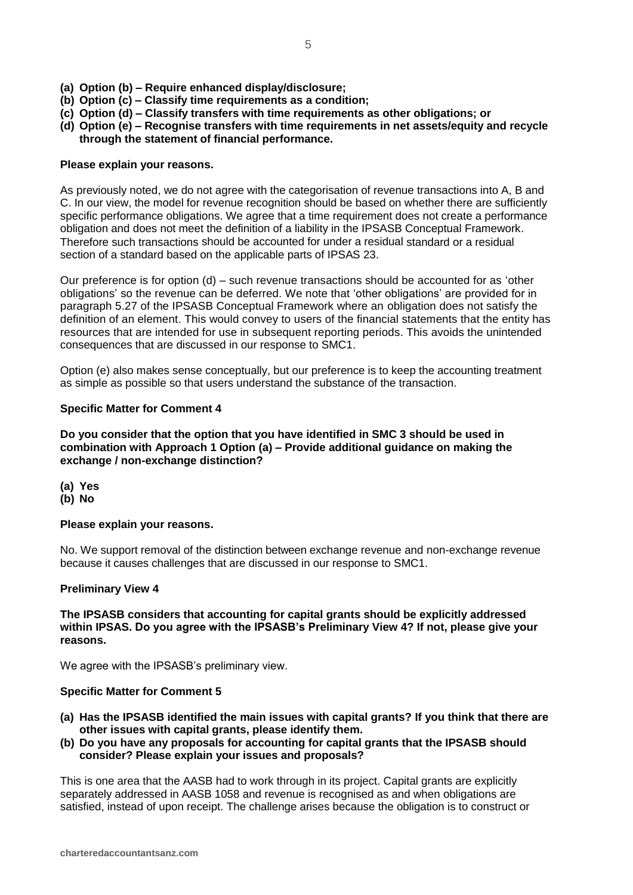**(a) Option (b) – Require enhanced display/disclosure;**
**(b) Option (c) – Classify time requirements as a condition;**
**(c) Option (d) – Classify transfers with time requirements as other obligations; or**
**(d) Option (e) – Recognise transfers with time requirements in net assets/equity and recycle through the statement of financial performance.**

**Please explain your reasons.**

As previously noted, we do not agree with the categorisation of revenue transactions into A, B and C. In our view, the model for revenue recognition should be based on whether there are sufficiently specific performance obligations. We agree that a time requirement does not create a performance obligation and does not meet the definition of a liability in the IPSASB Conceptual Framework. Therefore such transactions should be accounted for under a residual standard or a residual section of a standard based on the applicable parts of IPSAS 23.

Our preference is for option (d) – such revenue transactions should be accounted for as 'other obligations' so the revenue can be deferred. We note that 'other obligations' are provided for in paragraph 5.27 of the IPSASB Conceptual Framework where an obligation does not satisfy the definition of an element. This would convey to users of the financial statements that the entity has resources that are intended for use in subsequent reporting periods. This avoids the unintended consequences that are discussed in our response to SMC1.

Option (e) also makes sense conceptually, but our preference is to keep the accounting treatment as simple as possible so that users understand the substance of the transaction.

**Specific Matter for Comment 4**

**Do you consider that the option that you have identified in SMC 3 should be used in combination with Approach 1 Option (a) – Provide additional guidance on making the exchange / non-exchange distinction?**

**(a) Yes**
**(b) No**

**Please explain your reasons.**

No. We support removal of the distinction between exchange revenue and non-exchange revenue because it causes challenges that are discussed in our response to SMC1.

**Preliminary View 4**

**The IPSASB considers that accounting for capital grants should be explicitly addressed within IPSAS. Do you agree with the IPSASB's Preliminary View 4? If not, please give your reasons.**

We agree with the IPSASB's preliminary view.

**Specific Matter for Comment 5**

**(a) Has the IPSASB identified the main issues with capital grants? If you think that there are other issues with capital grants, please identify them.**
**(b) Do you have any proposals for accounting for capital grants that the IPSASB should consider? Please explain your issues and proposals?**

This is one area that the AASB had to work through in its project. Capital grants are explicitly separately addressed in AASB 1058 and revenue is recognised as and when obligations are satisfied, instead of upon receipt. The challenge arises because the obligation is to construct or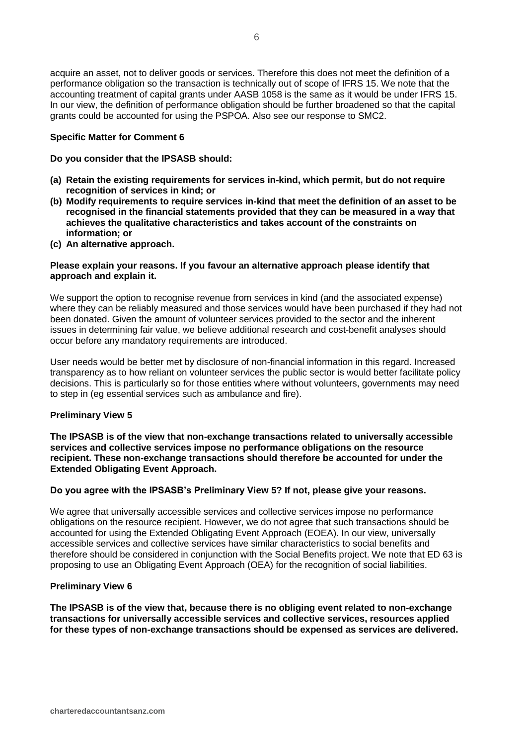acquire an asset, not to deliver goods or services. Therefore this does not meet the definition of a performance obligation so the transaction is technically out of scope of IFRS 15. We note that the accounting treatment of capital grants under AASB 1058 is the same as it would be under IFRS 15. In our view, the definition of performance obligation should be further broadened so that the capital grants could be accounted for using the PSPOA. Also see our response to SMC2.

**Specific Matter for Comment 6**

**Do you consider that the IPSASB should:**

- **(a) Retain the existing requirements for services in-kind, which permit, but do not require recognition of services in kind; or**
- **(b) Modify requirements to require services in-kind that meet the definition of an asset to be recognised in the financial statements provided that they can be measured in a way that achieves the qualitative characteristics and takes account of the constraints on information; or**
- **(c) An alternative approach.**

**Please explain your reasons. If you favour an alternative approach please identify that approach and explain it.**

We support the option to recognise revenue from services in kind (and the associated expense) where they can be reliably measured and those services would have been purchased if they had not been donated. Given the amount of volunteer services provided to the sector and the inherent issues in determining fair value, we believe additional research and cost-benefit analyses should occur before any mandatory requirements are introduced.

User needs would be better met by disclosure of non-financial information in this regard. Increased transparency as to how reliant on volunteer services the public sector is would better facilitate policy decisions. This is particularly so for those entities where without volunteers, governments may need to step in (eg essential services such as ambulance and fire).

**Preliminary View 5**

**The IPSASB is of the view that non-exchange transactions related to universally accessible services and collective services impose no performance obligations on the resource recipient. These non-exchange transactions should therefore be accounted for under the Extended Obligating Event Approach.**

**Do you agree with the IPSASB's Preliminary View 5? If not, please give your reasons.**

We agree that universally accessible services and collective services impose no performance obligations on the resource recipient. However, we do not agree that such transactions should be accounted for using the Extended Obligating Event Approach (EOEA). In our view, universally accessible services and collective services have similar characteristics to social benefits and therefore should be considered in conjunction with the Social Benefits project. We note that ED 63 is proposing to use an Obligating Event Approach (OEA) for the recognition of social liabilities.

**Preliminary View 6**

**The IPSASB is of the view that, because there is no obliging event related to non-exchange transactions for universally accessible services and collective services, resources applied for these types of non-exchange transactions should be expensed as services are delivered.**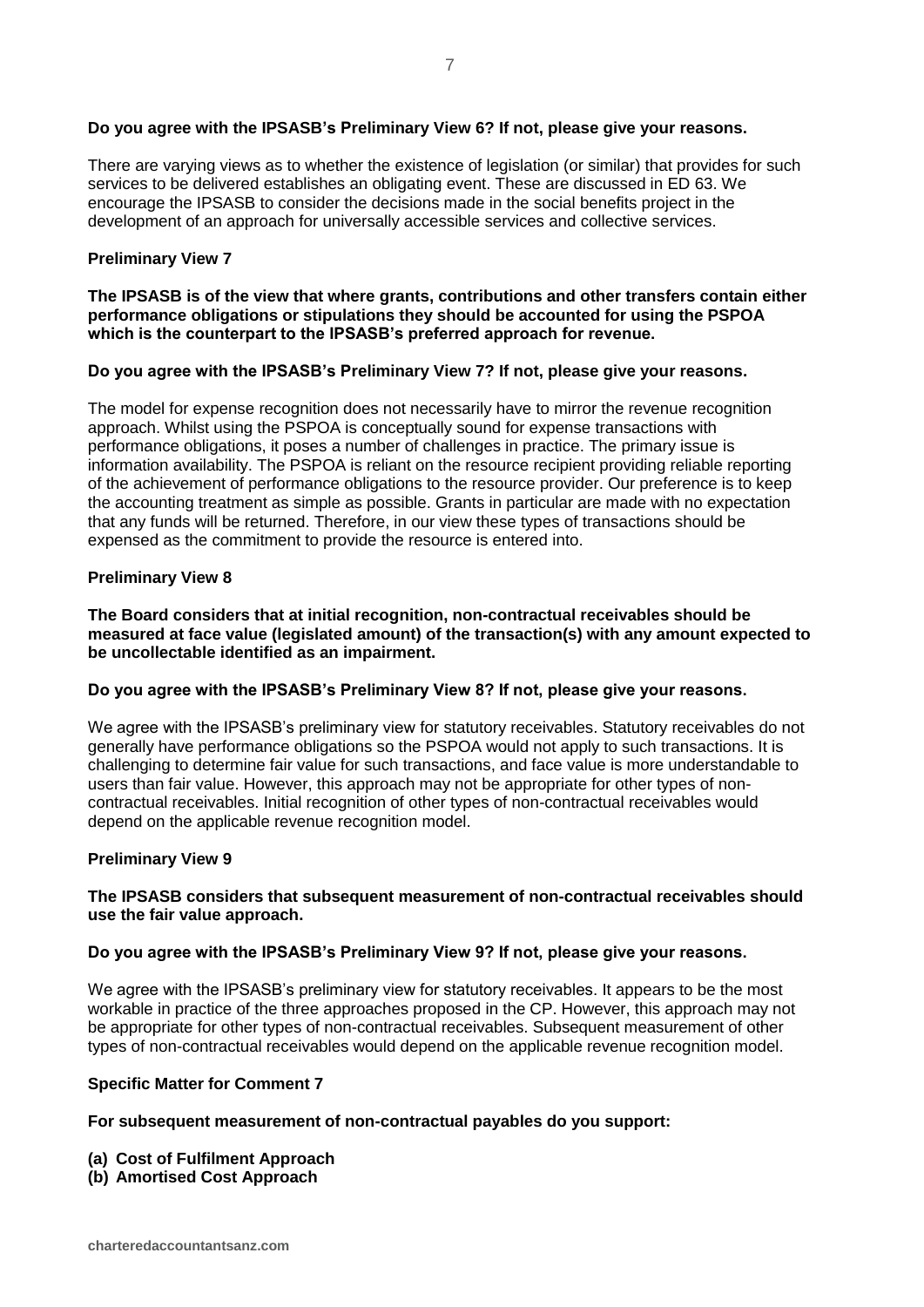**Do you agree with the IPSASB's Preliminary View 6? If not, please give your reasons.**

There are varying views as to whether the existence of legislation (or similar) that provides for such services to be delivered establishes an obligating event. These are discussed in ED 63. We encourage the IPSASB to consider the decisions made in the social benefits project in the development of an approach for universally accessible services and collective services.

**Preliminary View 7**

**The IPSASB is of the view that where grants, contributions and other transfers contain either performance obligations or stipulations they should be accounted for using the PSPOA which is the counterpart to the IPSASB's preferred approach for revenue.**

**Do you agree with the IPSASB's Preliminary View 7? If not, please give your reasons.**

The model for expense recognition does not necessarily have to mirror the revenue recognition approach. Whilst using the PSPOA is conceptually sound for expense transactions with performance obligations, it poses a number of challenges in practice. The primary issue is information availability. The PSPOA is reliant on the resource recipient providing reliable reporting of the achievement of performance obligations to the resource provider. Our preference is to keep the accounting treatment as simple as possible. Grants in particular are made with no expectation that any funds will be returned. Therefore, in our view these types of transactions should be expensed as the commitment to provide the resource is entered into.

**Preliminary View 8**

**The Board considers that at initial recognition, non-contractual receivables should be measured at face value (legislated amount) of the transaction(s) with any amount expected to be uncollectable identified as an impairment.**

**Do you agree with the IPSASB's Preliminary View 8? If not, please give your reasons.**

We agree with the IPSASB's preliminary view for statutory receivables. Statutory receivables do not generally have performance obligations so the PSPOA would not apply to such transactions. It is challenging to determine fair value for such transactions, and face value is more understandable to users than fair value. However, this approach may not be appropriate for other types of non-contractual receivables. Initial recognition of other types of non-contractual receivables would depend on the applicable revenue recognition model.

**Preliminary View 9**

**The IPSASB considers that subsequent measurement of non-contractual receivables should use the fair value approach.**

**Do you agree with the IPSASB's Preliminary View 9? If not, please give your reasons.**

We agree with the IPSASB's preliminary view for statutory receivables. It appears to be the most workable in practice of the three approaches proposed in the CP. However, this approach may not be appropriate for other types of non-contractual receivables. Subsequent measurement of other types of non-contractual receivables would depend on the applicable revenue recognition model.

**Specific Matter for Comment 7**

**For subsequent measurement of non-contractual payables do you support:**

**(a) Cost of Fulfilment Approach**
**(b) Amortised Cost Approach**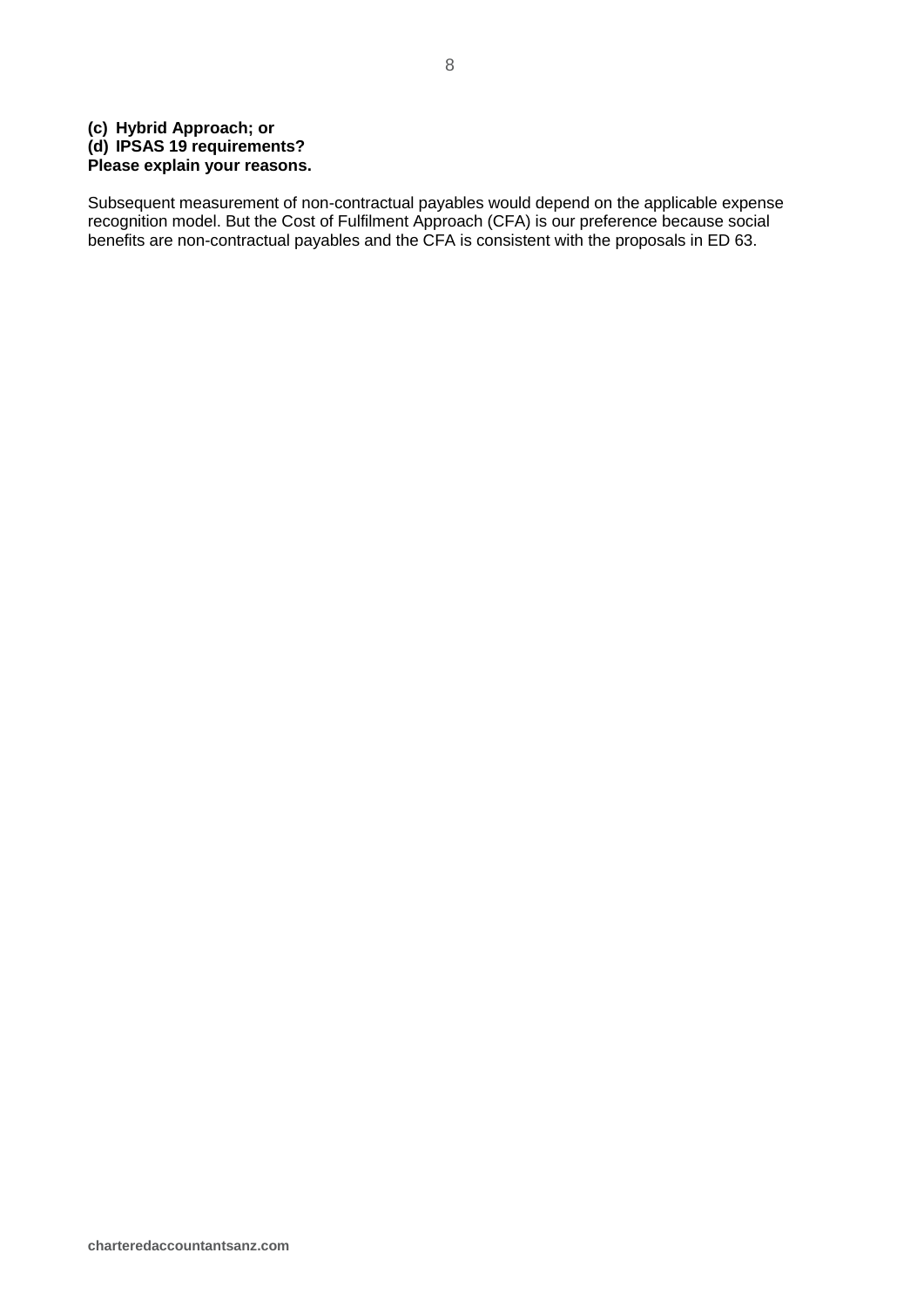**(c) Hybrid Approach; or**
**(d) IPSAS 19 requirements?**
**Please explain your reasons.**

Subsequent measurement of non-contractual payables would depend on the applicable expense recognition model. But the Cost of Fulfilment Approach (CFA) is our preference because social benefits are non-contractual payables and the CFA is consistent with the proposals in ED 63.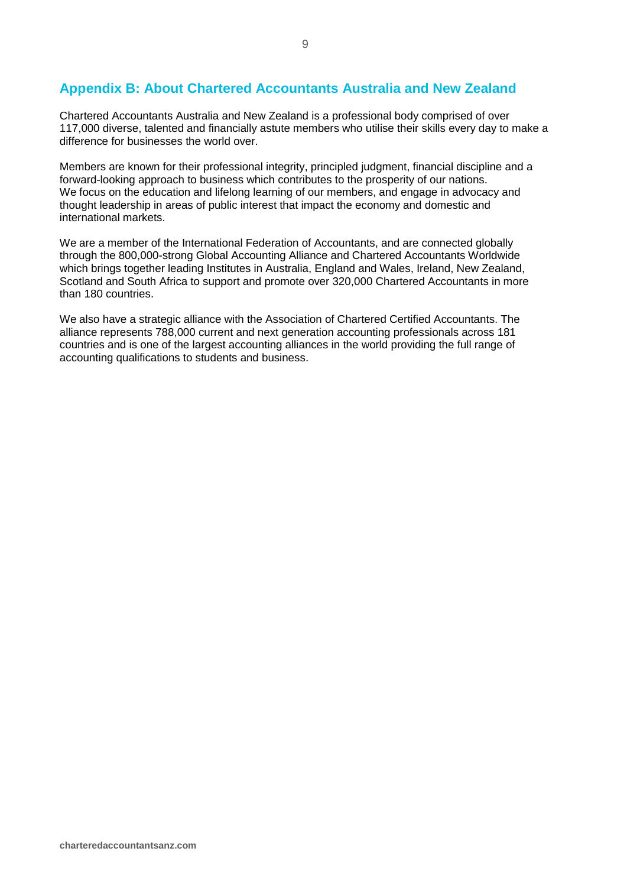## Appendix B: About Chartered Accountants Australia and New Zealand

Chartered Accountants Australia and New Zealand is a professional body comprised of over 117,000 diverse, talented and financially astute members who utilise their skills every day to make a difference for businesses the world over.

Members are known for their professional integrity, principled judgment, financial discipline and a forward-looking approach to business which contributes to the prosperity of our nations. We focus on the education and lifelong learning of our members, and engage in advocacy and thought leadership in areas of public interest that impact the economy and domestic and international markets.

We are a member of the International Federation of Accountants, and are connected globally through the 800,000-strong Global Accounting Alliance and Chartered Accountants Worldwide which brings together leading Institutes in Australia, England and Wales, Ireland, New Zealand, Scotland and South Africa to support and promote over 320,000 Chartered Accountants in more than 180 countries.

We also have a strategic alliance with the Association of Chartered Certified Accountants. The alliance represents 788,000 current and next generation accounting professionals across 181 countries and is one of the largest accounting alliances in the world providing the full range of accounting qualifications to students and business.